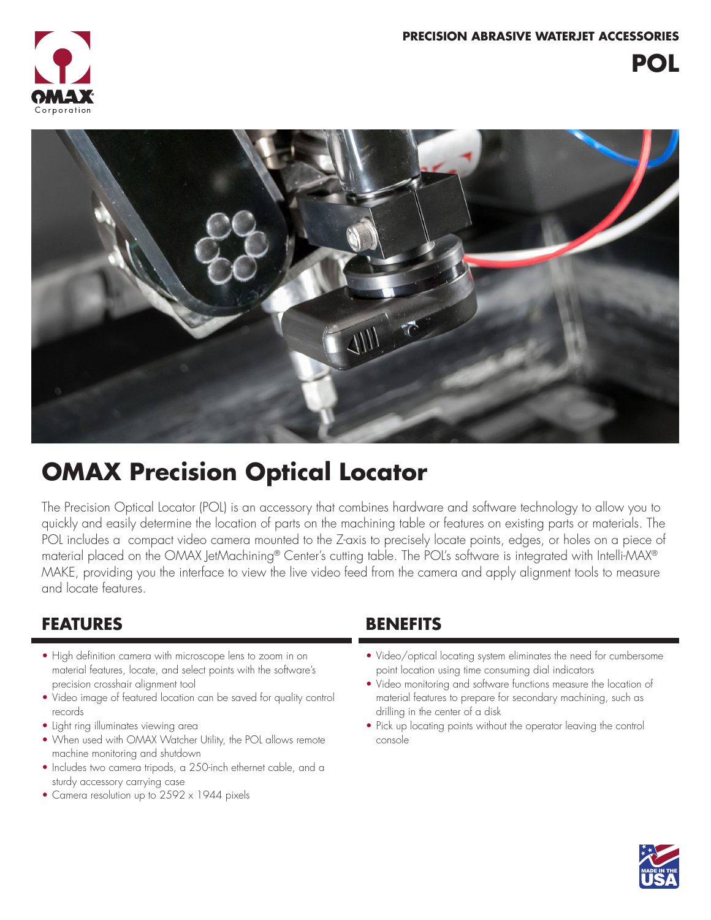PRECISION ABRASIVE WATERJET ACCESSORIES

# POL

## OMAX Precision Optical Locator

The Precision Optical Locator (POL) is an accessory that combines hardware and software technology to allow you to quickly and easily determine the location of parts on the machining table or features on existing parts or materials. The POL includes a compact video camera mounted to the Z-axis to precisely locate points, edges, or holes on a piece of material placed on the OMAX JetMachining® Center's cutting table. The POL's software is integrated with Intelli-MAX® MAKE, providing you the interface to view the live video feed from the camera and apply alignment tools to measure and locate features.

### FEATURES

- High definition camera with microscope lens to zoom in on material features, locate, and select points with the software's precision crosshair alignment tool
- Video image of featured location can be saved for quality control records
- Light ring illuminates viewing area
- When used with OMAX Watcher Utility, the POL allows remote machine monitoring and shutdown
- Includes two camera tripods, a 250-inch ethernet cable, and a sturdy accessory carrying case
- Camera resolution up to 2592 x 1944 pixels

### BENEFITS

- Video/optical locating system eliminates the need for cumbersome point location using time consuming dial indicators
- Video monitoring and software functions measure the location of material features to prepare for secondary machining, such as drilling in the center of a disk
- Pick up locating points without the operator leaving the control console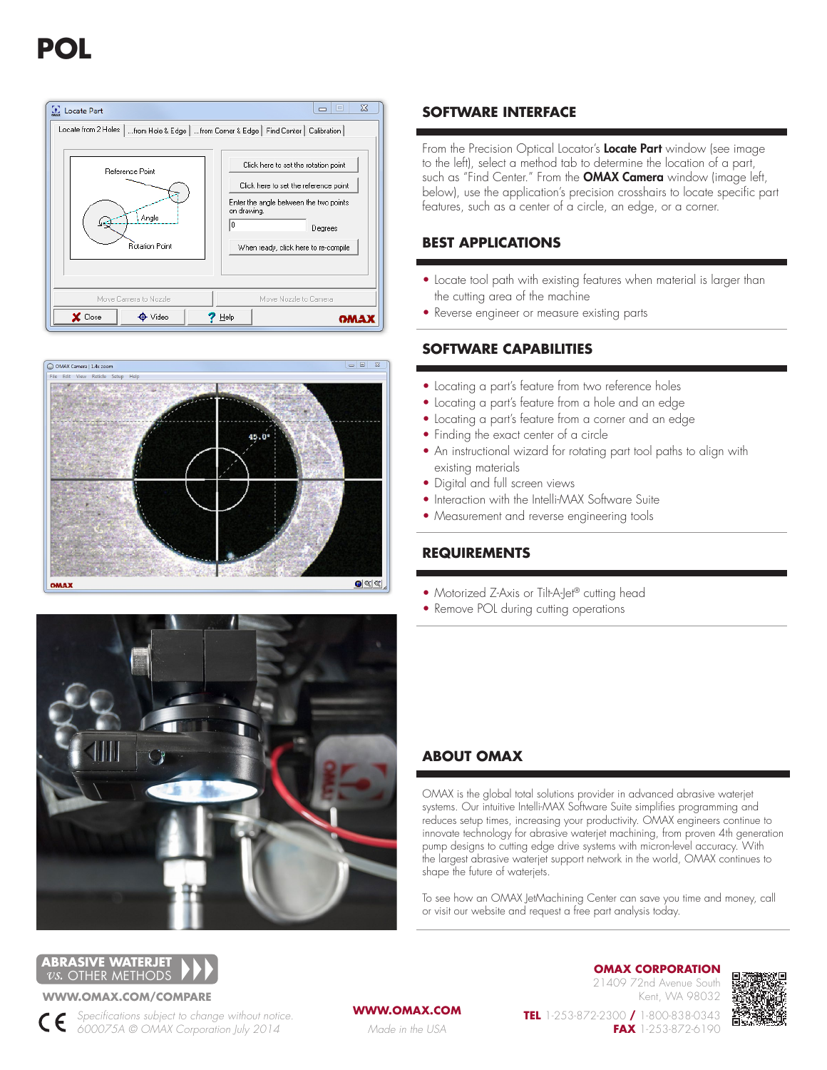# POL

## SOFTWARE INTERFACE

From the Precision Optical Locator's **Locate Part** window (see image to the left), select a method tab to determine the location of a part, such as "Find Center." From the **OMAX Camera** window (image left, below), use the application's precision crosshairs to locate specific part features, such as a center of a circle, an edge, or a corner.

## BEST APPLICATIONS

- Locate tool path with existing features when material is larger than the cutting area of the machine
- Reverse engineer or measure existing parts

## SOFTWARE CAPABILITIES

- Locating a part's feature from two reference holes
- Locating a part's feature from a hole and an edge
- Locating a part's feature from a corner and an edge
- Finding the exact center of a circle
- An instructional wizard for rotating part tool paths to align with existing materials
- Digital and full screen views
- Interaction with the Intelli-MAX Software Suite
- Measurement and reverse engineering tools

## REQUIREMENTS

- Motorized Z-Axis or Tilt-A-Jet® cutting head
- Remove POL during cutting operations

## ABOUT OMAX

OMAX is the global total solutions provider in advanced abrasive waterjet systems. Our intuitive Intelli-MAX Software Suite simplifies programming and reduces setup times, increasing your productivity. OMAX engineers continue to innovate technology for abrasive waterjet machining, from proven 4th generation pump designs to cutting edge drive systems with micron-level accuracy. With the largest abrasive waterjet support network in the world, OMAX continues to shape the future of waterjets.

To see how an OMAX JetMachining Center can save you time and money, call or visit our website and request a free part analysis today.

**ABRASIVE WATERJET** *vs.* OTHER METHODS

**WWW.OMAX.COM/COMPARE**

*Specifications subject to change without notice.*
*600075A © OMAX Corporation July 2014*

**WWW.OMAX.COM**

*Made in the USA*

**OMAX CORPORATION**
21409 72nd Avenue South
Kent, WA 98032

**TEL** 1-253-872-2300 / 1-800-838-0343
**FAX** 1-253-872-6190